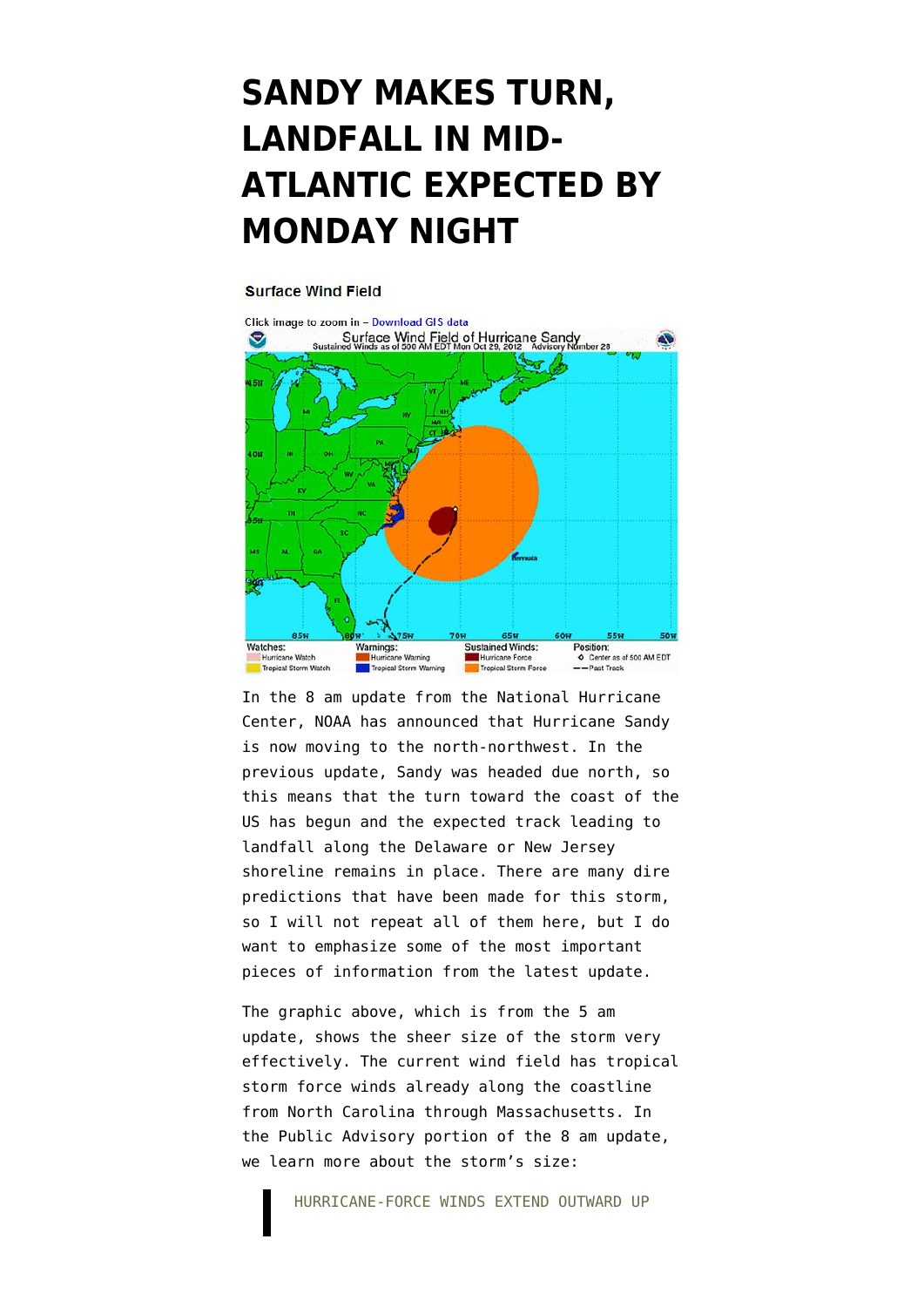# SANDY MAKES TURN, LANDFALL IN MID-ATLANTIC EXPECTED BY MONDAY NIGHT

**Surface Wind Field**

Click image to zoom in – Download GIS data

In the 8 am update from the National Hurricane Center, NOAA has announced that Hurricane Sandy is now moving to the north-northwest. In the previous update, Sandy was headed due north, so this means that the turn toward the coast of the US has begun and the expected track leading to landfall along the Delaware or New Jersey shoreline remains in place. There are many dire predictions that have been made for this storm, so I will not repeat all of them here, but I do want to emphasize some of the most important pieces of information from the latest update.

The graphic above, which is from the 5 am update, shows the sheer size of the storm very effectively. The current wind field has tropical storm force winds already along the coastline from North Carolina through Massachusetts. In the Public Advisory portion of the 8 am update, we learn more about the storm's size:

> HURRICANE-FORCE WINDS EXTEND OUTWARD UP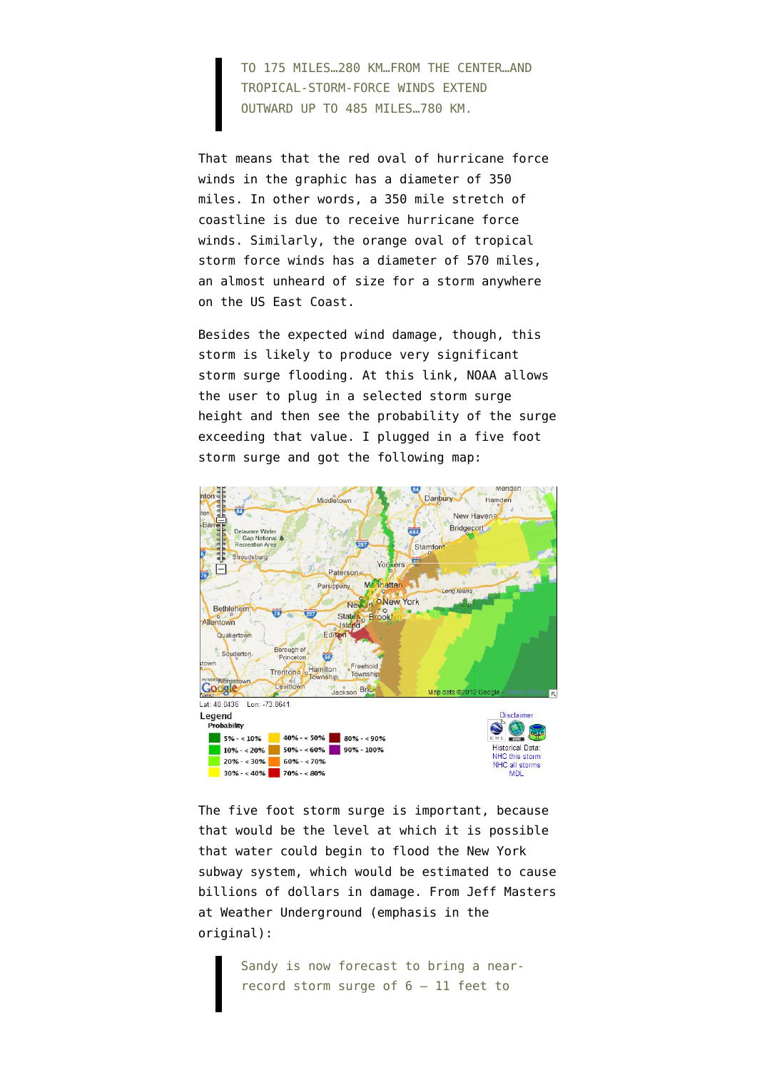> TO 175 MILES…280 KM…FROM THE CENTER…AND TROPICAL-STORM-FORCE WINDS EXTEND OUTWARD UP TO 485 MILES…780 KM.

That means that the red oval of hurricane force winds in the graphic has a diameter of 350 miles. In other words, a 350 mile stretch of coastline is due to receive hurricane force winds. Similarly, the orange oval of tropical storm force winds has a diameter of 570 miles, an almost unheard of size for a storm anywhere on the US East Coast.

Besides the expected wind damage, though, this storm is likely to produce very significant storm surge flooding. At this link, NOAA allows the user to plug in a selected storm surge height and then see the probability of the surge exceeding that value. I plugged in a five foot storm surge and got the following map:

The five foot storm surge is important, because that would be the level at which it is possible that water could begin to flood the New York subway system, which would be estimated to cause billions of dollars in damage. From Jeff Masters at Weather Underground (emphasis in the original):

> Sandy is now forecast to bring a near-record storm surge of 6 – 11 feet to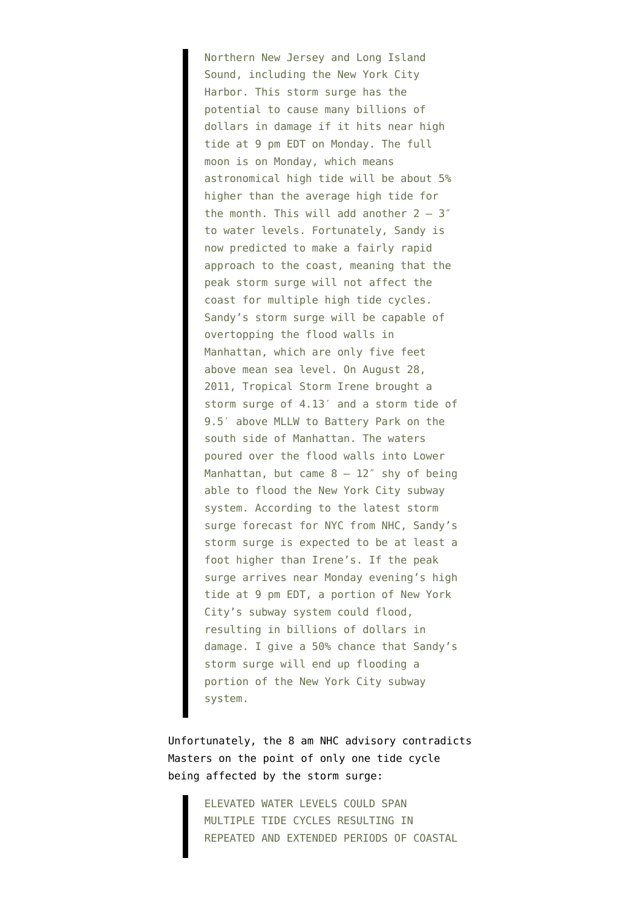> Northern New Jersey and Long Island Sound, including the New York City Harbor. This storm surge has the potential to cause many billions of dollars in damage if it hits near high tide at 9 pm EDT on Monday. The full moon is on Monday, which means astronomical high tide will be about 5% higher than the average high tide for the month. This will add another 2 – 3″ to water levels. Fortunately, Sandy is now predicted to make a fairly rapid approach to the coast, meaning that the peak storm surge will not affect the coast for multiple high tide cycles. Sandy's storm surge will be capable of overtopping the flood walls in Manhattan, which are only five feet above mean sea level. On August 28, 2011, Tropical Storm Irene brought a storm surge of 4.13′ and a storm tide of 9.5′ above MLLW to Battery Park on the south side of Manhattan. The waters poured over the flood walls into Lower Manhattan, but came 8 – 12″ shy of being able to flood the New York City subway system. According to the latest storm surge forecast for NYC from NHC, Sandy's storm surge is expected to be at least a foot higher than Irene's. If the peak surge arrives near Monday evening's high tide at 9 pm EDT, a portion of New York City's subway system could flood, resulting in billions of dollars in damage. I give a 50% chance that Sandy's storm surge will end up flooding a portion of the New York City subway system.

Unfortunately, the 8 am NHC advisory contradicts Masters on the point of only one tide cycle being affected by the storm surge:

> ELEVATED WATER LEVELS COULD SPAN MULTIPLE TIDE CYCLES RESULTING IN REPEATED AND EXTENDED PERIODS OF COASTAL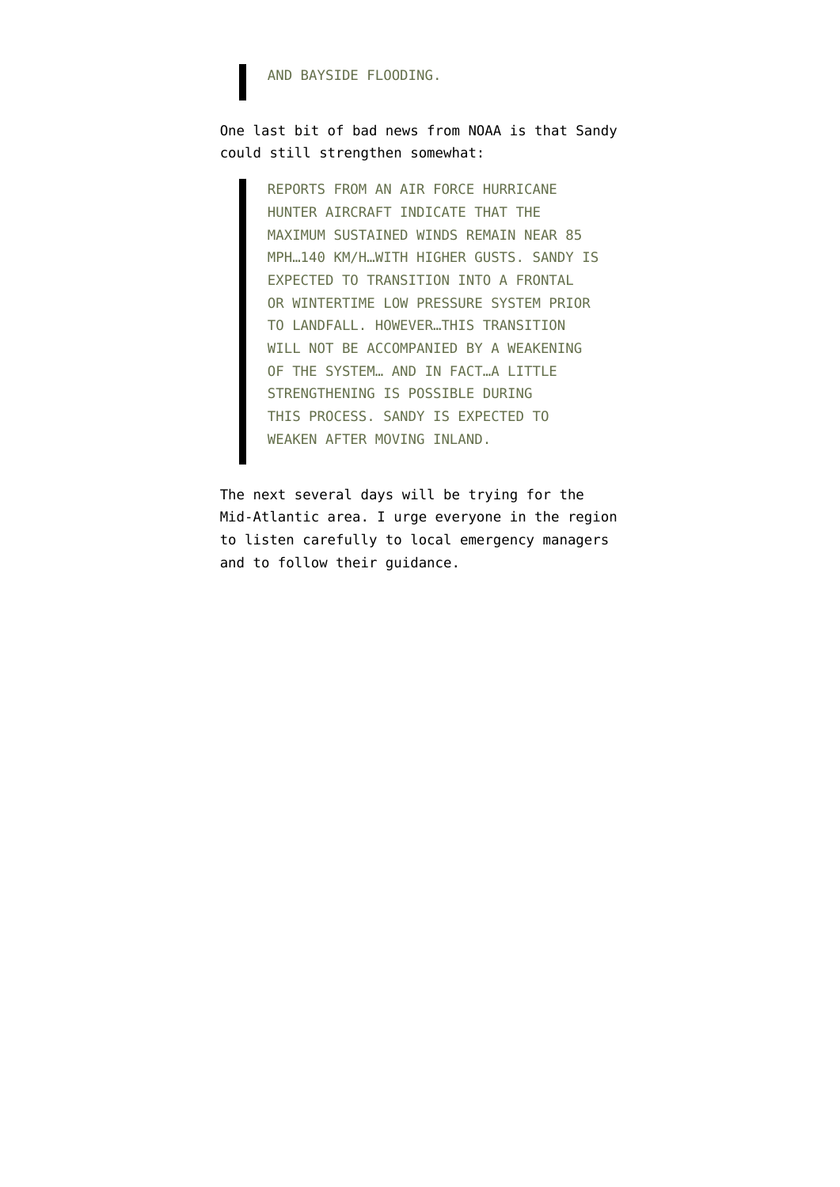> AND BAYSIDE FLOODING.

One last bit of bad news from NOAA is that Sandy could still strengthen somewhat:

> REPORTS FROM AN AIR FORCE HURRICANE HUNTER AIRCRAFT INDICATE THAT THE MAXIMUM SUSTAINED WINDS REMAIN NEAR 85 MPH…140 KM/H…WITH HIGHER GUSTS. SANDY IS EXPECTED TO TRANSITION INTO A FRONTAL OR WINTERTIME LOW PRESSURE SYSTEM PRIOR TO LANDFALL. HOWEVER…THIS TRANSITION WILL NOT BE ACCOMPANIED BY A WEAKENING OF THE SYSTEM… AND IN FACT…A LITTLE STRENGTHENING IS POSSIBLE DURING THIS PROCESS. SANDY IS EXPECTED TO WEAKEN AFTER MOVING INLAND.

The next several days will be trying for the Mid-Atlantic area. I urge everyone in the region to listen carefully to local emergency managers and to follow their guidance.